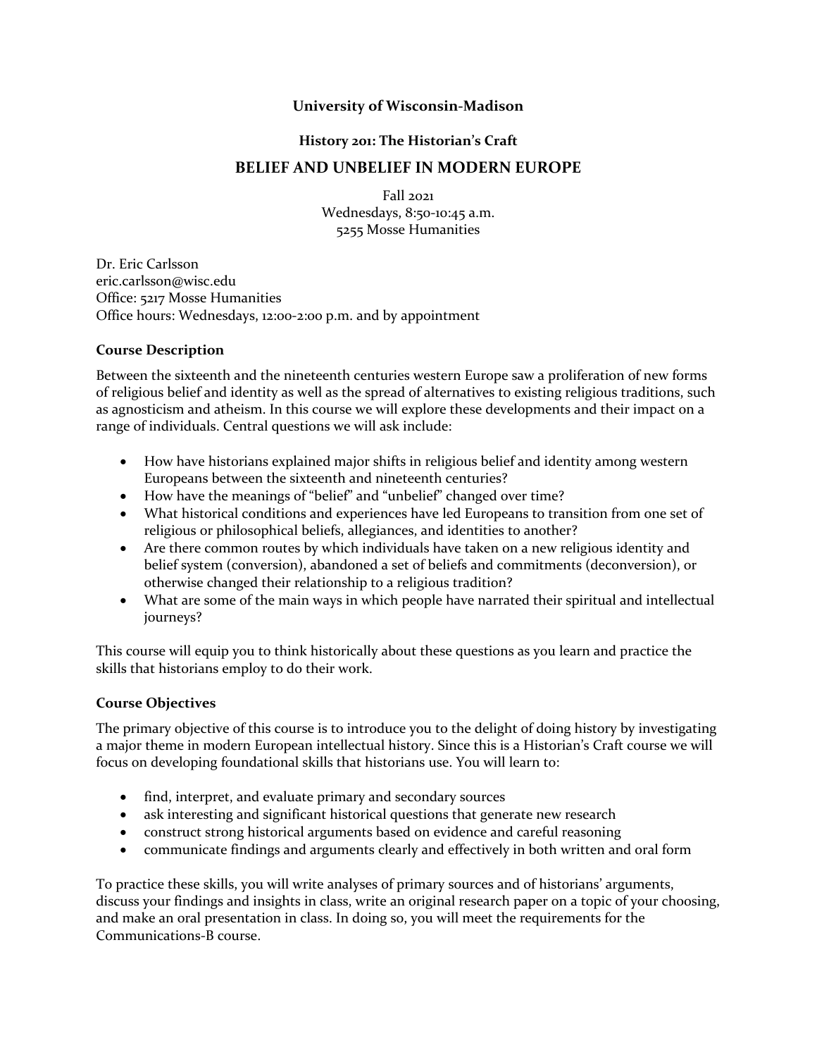**University of Wisconsin-Madison**

**History 201: The Historian's Craft**

# BELIEF AND UNBELIEF IN MODERN EUROPE

Fall 2021
Wednesdays, 8:50-10:45 a.m.
5255 Mosse Humanities

Dr. Eric Carlsson
eric.carlsson@wisc.edu
Office: 5217 Mosse Humanities
Office hours: Wednesdays, 12:00-2:00 p.m. and by appointment

### Course Description

Between the sixteenth and the nineteenth centuries western Europe saw a proliferation of new forms of religious belief and identity as well as the spread of alternatives to existing religious traditions, such as agnosticism and atheism. In this course we will explore these developments and their impact on a range of individuals. Central questions we will ask include:

- How have historians explained major shifts in religious belief and identity among western Europeans between the sixteenth and nineteenth centuries?
- How have the meanings of "belief" and "unbelief" changed over time?
- What historical conditions and experiences have led Europeans to transition from one set of religious or philosophical beliefs, allegiances, and identities to another?
- Are there common routes by which individuals have taken on a new religious identity and belief system (conversion), abandoned a set of beliefs and commitments (deconversion), or otherwise changed their relationship to a religious tradition?
- What are some of the main ways in which people have narrated their spiritual and intellectual journeys?

This course will equip you to think historically about these questions as you learn and practice the skills that historians employ to do their work.

### Course Objectives

The primary objective of this course is to introduce you to the delight of doing history by investigating a major theme in modern European intellectual history. Since this is a Historian's Craft course we will focus on developing foundational skills that historians use. You will learn to:

- find, interpret, and evaluate primary and secondary sources
- ask interesting and significant historical questions that generate new research
- construct strong historical arguments based on evidence and careful reasoning
- communicate findings and arguments clearly and effectively in both written and oral form

To practice these skills, you will write analyses of primary sources and of historians' arguments, discuss your findings and insights in class, write an original research paper on a topic of your choosing, and make an oral presentation in class. In doing so, you will meet the requirements for the Communications-B course.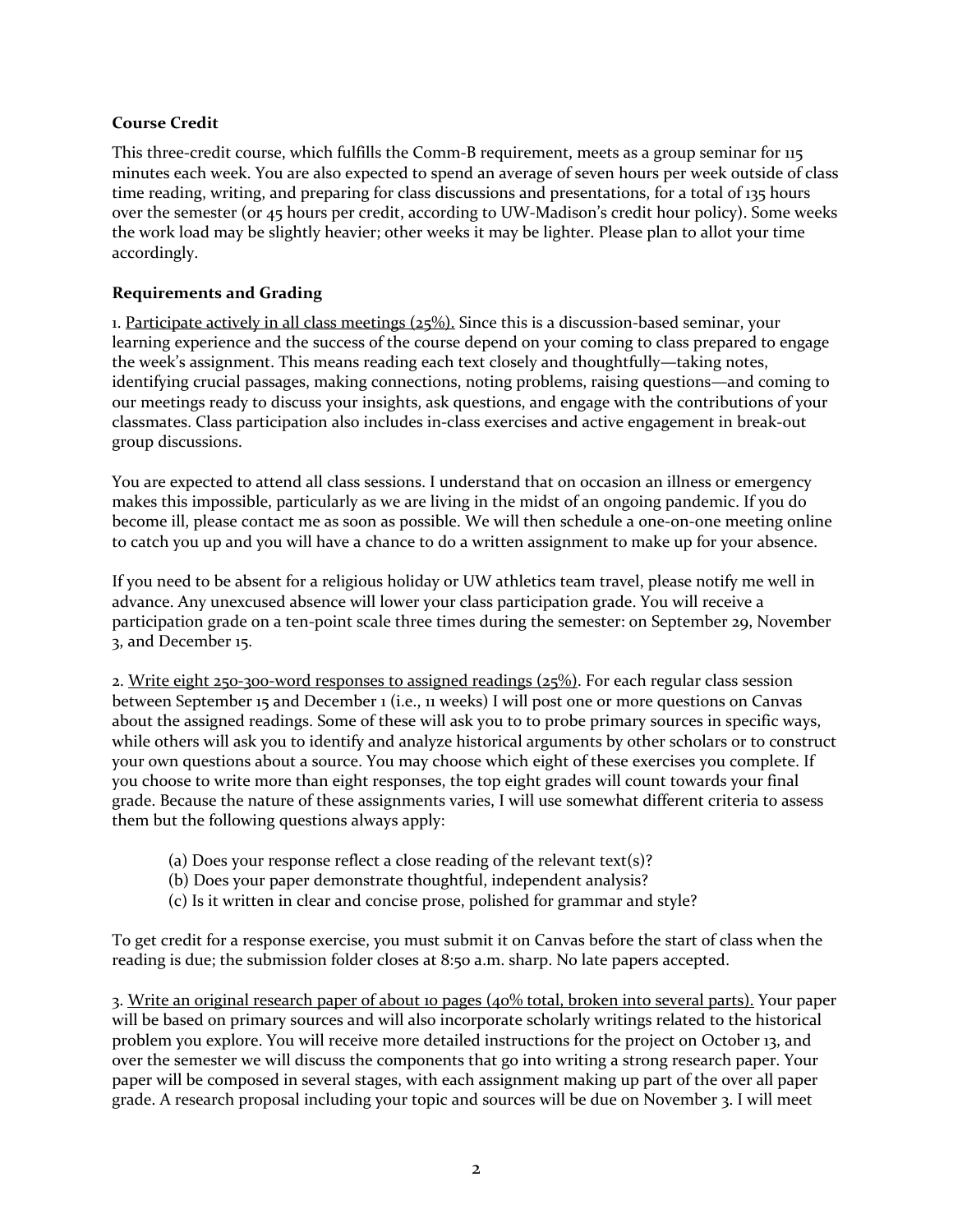**Course Credit**

This three-credit course, which fulfills the Comm-B requirement, meets as a group seminar for 115 minutes each week. You are also expected to spend an average of seven hours per week outside of class time reading, writing, and preparing for class discussions and presentations, for a total of 135 hours over the semester (or 45 hours per credit, according to UW-Madison's credit hour policy). Some weeks the work load may be slightly heavier; other weeks it may be lighter. Please plan to allot your time accordingly.

**Requirements and Grading**

1. Participate actively in all class meetings (25%). Since this is a discussion-based seminar, your learning experience and the success of the course depend on your coming to class prepared to engage the week's assignment. This means reading each text closely and thoughtfully—taking notes, identifying crucial passages, making connections, noting problems, raising questions—and coming to our meetings ready to discuss your insights, ask questions, and engage with the contributions of your classmates. Class participation also includes in-class exercises and active engagement in break-out group discussions.

You are expected to attend all class sessions. I understand that on occasion an illness or emergency makes this impossible, particularly as we are living in the midst of an ongoing pandemic. If you do become ill, please contact me as soon as possible. We will then schedule a one-on-one meeting online to catch you up and you will have a chance to do a written assignment to make up for your absence.

If you need to be absent for a religious holiday or UW athletics team travel, please notify me well in advance. Any unexcused absence will lower your class participation grade. You will receive a participation grade on a ten-point scale three times during the semester: on September 29, November 3, and December 15.

2. Write eight 250-300-word responses to assigned readings (25%). For each regular class session between September 15 and December 1 (i.e., 11 weeks) I will post one or more questions on Canvas about the assigned readings. Some of these will ask you to to probe primary sources in specific ways, while others will ask you to identify and analyze historical arguments by other scholars or to construct your own questions about a source. You may choose which eight of these exercises you complete. If you choose to write more than eight responses, the top eight grades will count towards your final grade. Because the nature of these assignments varies, I will use somewhat different criteria to assess them but the following questions always apply:

(a) Does your response reflect a close reading of the relevant text(s)?
(b) Does your paper demonstrate thoughtful, independent analysis?
(c) Is it written in clear and concise prose, polished for grammar and style?

To get credit for a response exercise, you must submit it on Canvas before the start of class when the reading is due; the submission folder closes at 8:50 a.m. sharp. No late papers accepted.

3. Write an original research paper of about 10 pages (40% total, broken into several parts). Your paper will be based on primary sources and will also incorporate scholarly writings related to the historical problem you explore. You will receive more detailed instructions for the project on October 13, and over the semester we will discuss the components that go into writing a strong research paper. Your paper will be composed in several stages, with each assignment making up part of the over all paper grade. A research proposal including your topic and sources will be due on November 3. I will meet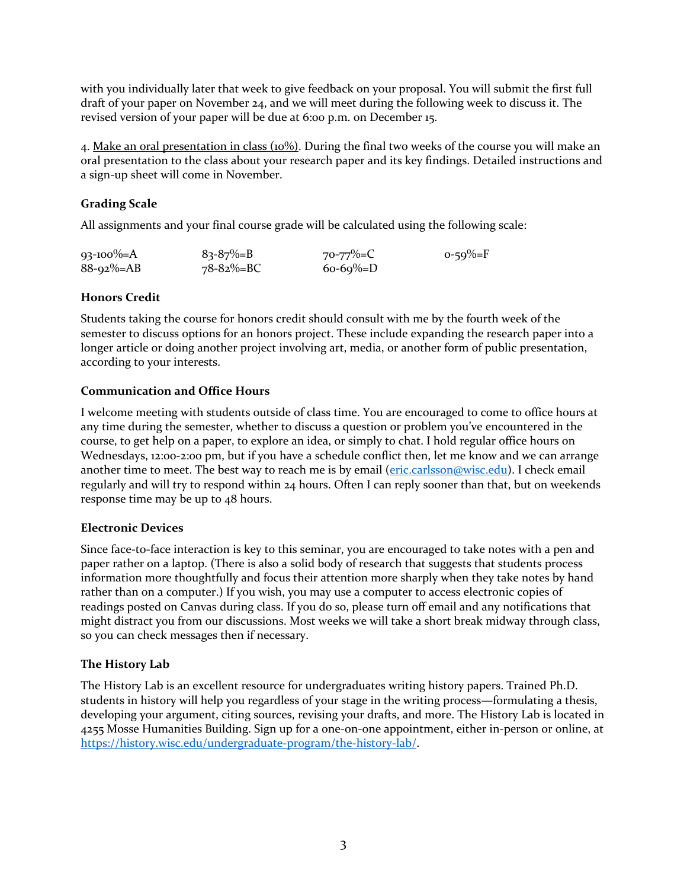with you individually later that week to give feedback on your proposal. You will submit the first full draft of your paper on November 24, and we will meet during the following week to discuss it. The revised version of your paper will be due at 6:00 p.m. on December 15.

4. Make an oral presentation in class (10%). During the final two weeks of the course you will make an oral presentation to the class about your research paper and its key findings. Detailed instructions and a sign-up sheet will come in November.

### Grading Scale

All assignments and your final course grade will be calculated using the following scale:

| | | | |
|---|---|---|---|
| 93-100%=A | 83-87%=B | 70-77%=C | 0-59%=F |
| 88-92%=AB | 78-82%=BC | 60-69%=D | |

### Honors Credit

Students taking the course for honors credit should consult with me by the fourth week of the semester to discuss options for an honors project. These include expanding the research paper into a longer article or doing another project involving art, media, or another form of public presentation, according to your interests.

### Communication and Office Hours

I welcome meeting with students outside of class time. You are encouraged to come to office hours at any time during the semester, whether to discuss a question or problem you've encountered in the course, to get help on a paper, to explore an idea, or simply to chat. I hold regular office hours on Wednesdays, 12:00-2:00 pm, but if you have a schedule conflict then, let me know and we can arrange another time to meet. The best way to reach me is by email (eric.carlsson@wisc.edu). I check email regularly and will try to respond within 24 hours. Often I can reply sooner than that, but on weekends response time may be up to 48 hours.

### Electronic Devices

Since face-to-face interaction is key to this seminar, you are encouraged to take notes with a pen and paper rather on a laptop. (There is also a solid body of research that suggests that students process information more thoughtfully and focus their attention more sharply when they take notes by hand rather than on a computer.) If you wish, you may use a computer to access electronic copies of readings posted on Canvas during class. If you do so, please turn off email and any notifications that might distract you from our discussions. Most weeks we will take a short break midway through class, so you can check messages then if necessary.

### The History Lab

The History Lab is an excellent resource for undergraduates writing history papers. Trained Ph.D. students in history will help you regardless of your stage in the writing process—formulating a thesis, developing your argument, citing sources, revising your drafts, and more. The History Lab is located in 4255 Mosse Humanities Building. Sign up for a one-on-one appointment, either in-person or online, at https://history.wisc.edu/undergraduate-program/the-history-lab/.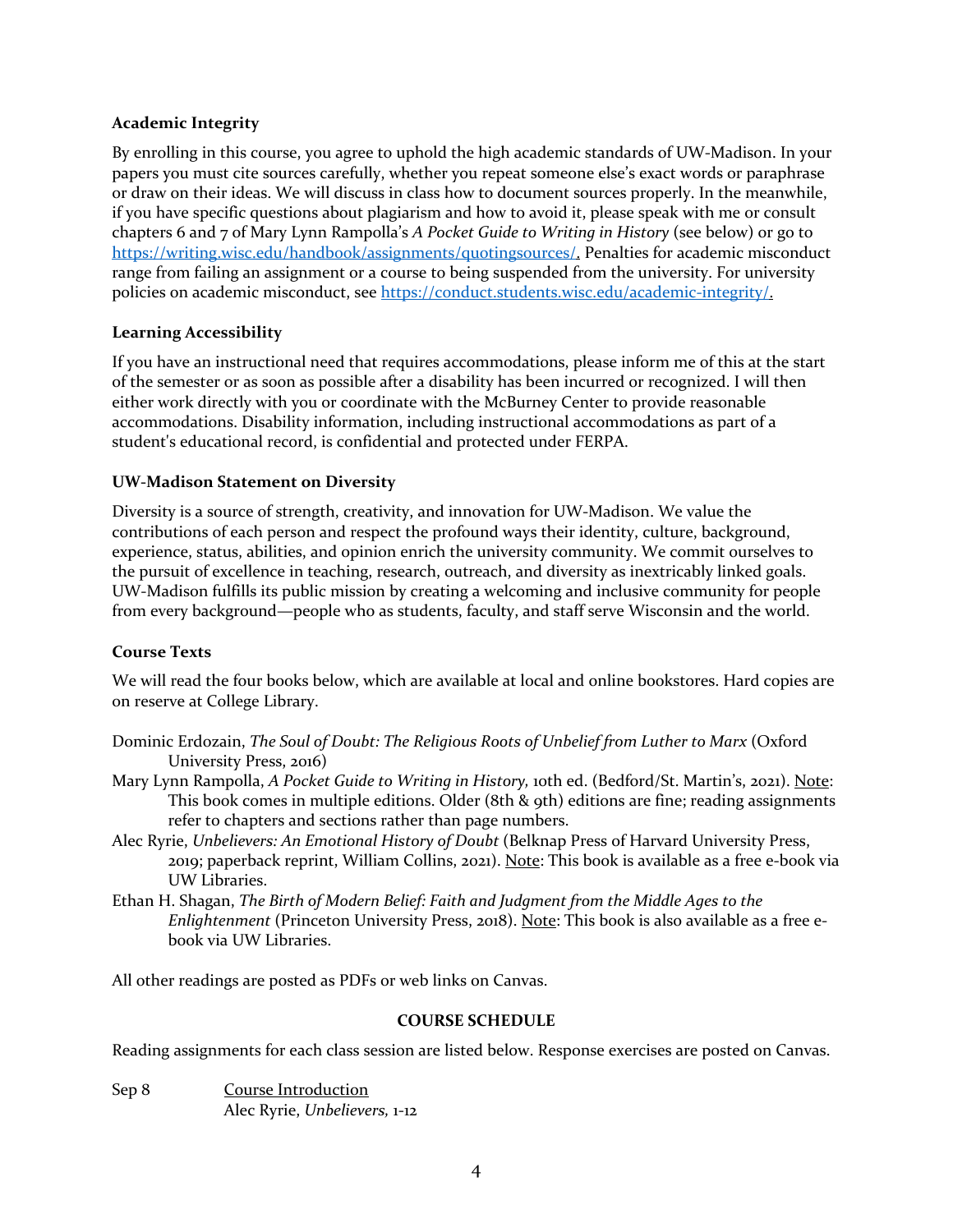**Academic Integrity**

By enrolling in this course, you agree to uphold the high academic standards of UW-Madison. In your papers you must cite sources carefully, whether you repeat someone else's exact words or paraphrase or draw on their ideas. We will discuss in class how to document sources properly. In the meanwhile, if you have specific questions about plagiarism and how to avoid it, please speak with me or consult chapters 6 and 7 of Mary Lynn Rampolla's *A Pocket Guide to Writing in History* (see below) or go to https://writing.wisc.edu/handbook/assignments/quotingsources/. Penalties for academic misconduct range from failing an assignment or a course to being suspended from the university. For university policies on academic misconduct, see https://conduct.students.wisc.edu/academic-integrity/.

**Learning Accessibility**

If you have an instructional need that requires accommodations, please inform me of this at the start of the semester or as soon as possible after a disability has been incurred or recognized. I will then either work directly with you or coordinate with the McBurney Center to provide reasonable accommodations. Disability information, including instructional accommodations as part of a student's educational record, is confidential and protected under FERPA.

**UW-Madison Statement on Diversity**

Diversity is a source of strength, creativity, and innovation for UW-Madison. We value the contributions of each person and respect the profound ways their identity, culture, background, experience, status, abilities, and opinion enrich the university community. We commit ourselves to the pursuit of excellence in teaching, research, outreach, and diversity as inextricably linked goals. UW-Madison fulfills its public mission by creating a welcoming and inclusive community for people from every background—people who as students, faculty, and staff serve Wisconsin and the world.

**Course Texts**

We will read the four books below, which are available at local and online bookstores. Hard copies are on reserve at College Library.

Dominic Erdozain, *The Soul of Doubt: The Religious Roots of Unbelief from Luther to Marx* (Oxford University Press, 2016)

Mary Lynn Rampolla, *A Pocket Guide to Writing in History,* 10th ed. (Bedford/St. Martin's, 2021). Note: This book comes in multiple editions. Older (8th & 9th) editions are fine; reading assignments refer to chapters and sections rather than page numbers.

Alec Ryrie, *Unbelievers: An Emotional History of Doubt* (Belknap Press of Harvard University Press, 2019; paperback reprint, William Collins, 2021). Note: This book is available as a free e-book via UW Libraries.

Ethan H. Shagan, *The Birth of Modern Belief: Faith and Judgment from the Middle Ages to the Enlightenment* (Princeton University Press, 2018). Note: This book is also available as a free e-book via UW Libraries.

All other readings are posted as PDFs or web links on Canvas.

**COURSE SCHEDULE**

Reading assignments for each class session are listed below. Response exercises are posted on Canvas.

Sep 8 &nbsp;&nbsp; Course Introduction
Alec Ryrie, *Unbelievers,* 1-12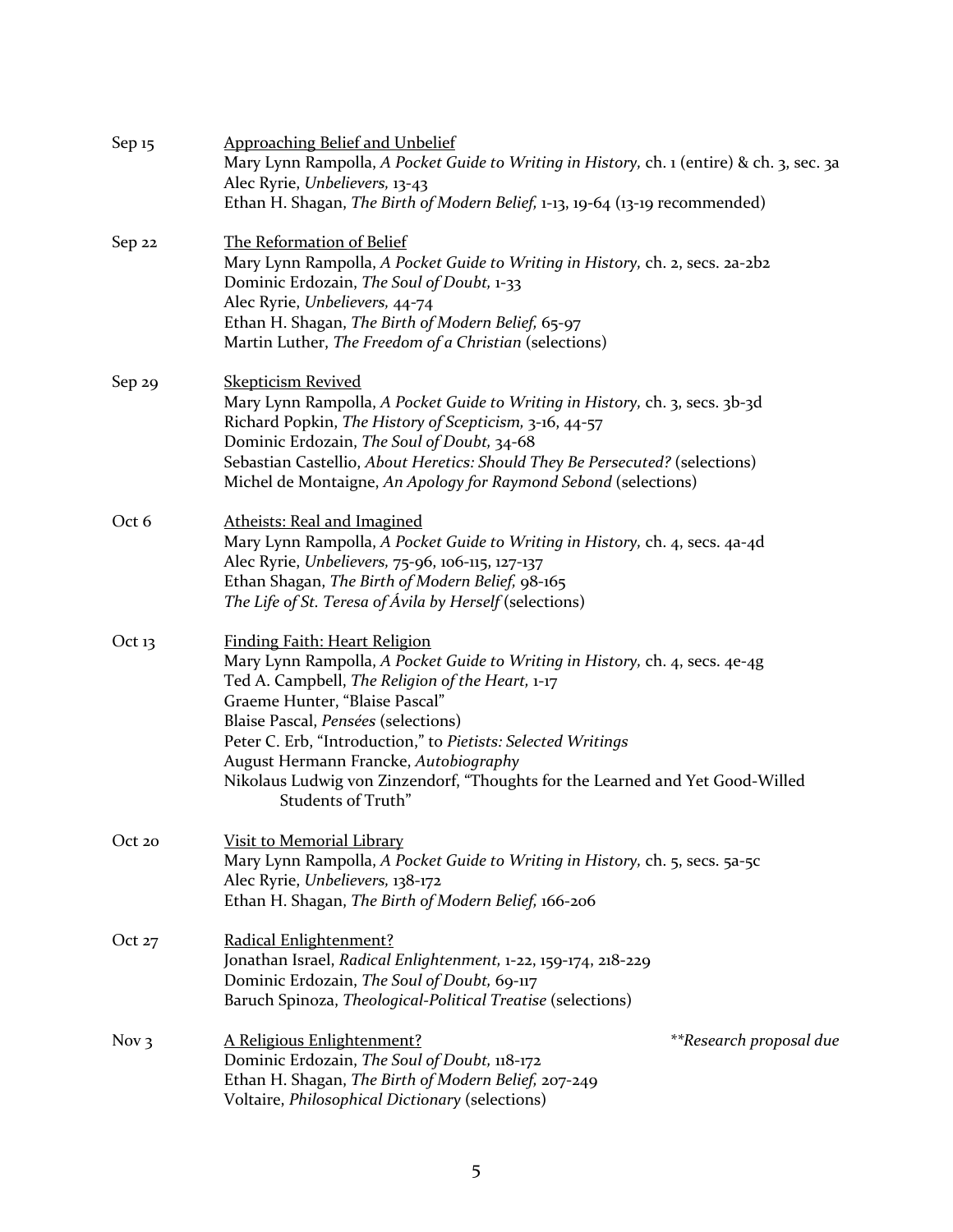Sep 15 — Approaching Belief and Unbelief
Mary Lynn Rampolla, *A Pocket Guide to Writing in History,* ch. 1 (entire) & ch. 3, sec. 3a
Alec Ryrie, *Unbelievers,* 13-43
Ethan H. Shagan, *The Birth of Modern Belief,* 1-13, 19-64 (13-19 recommended)

Sep 22 — The Reformation of Belief
Mary Lynn Rampolla, *A Pocket Guide to Writing in History,* ch. 2, secs. 2a-2b2
Dominic Erdozain, *The Soul of Doubt,* 1-33
Alec Ryrie, *Unbelievers,* 44-74
Ethan H. Shagan, *The Birth of Modern Belief,* 65-97
Martin Luther, *The Freedom of a Christian* (selections)

Sep 29 — Skepticism Revived
Mary Lynn Rampolla, *A Pocket Guide to Writing in History,* ch. 3, secs. 3b-3d
Richard Popkin, *The History of Scepticism,* 3-16, 44-57
Dominic Erdozain, *The Soul of Doubt,* 34-68
Sebastian Castellio, *About Heretics: Should They Be Persecuted?* (selections)
Michel de Montaigne, *An Apology for Raymond Sebond* (selections)

Oct 6 — Atheists: Real and Imagined
Mary Lynn Rampolla, *A Pocket Guide to Writing in History,* ch. 4, secs. 4a-4d
Alec Ryrie, *Unbelievers,* 75-96, 106-115, 127-137
Ethan Shagan, *The Birth of Modern Belief,* 98-165
*The Life of St. Teresa of Ávila by Herself* (selections)

Oct 13 — Finding Faith: Heart Religion
Mary Lynn Rampolla, *A Pocket Guide to Writing in History,* ch. 4, secs. 4e-4g
Ted A. Campbell, *The Religion of the Heart,* 1-17
Graeme Hunter, "Blaise Pascal"
Blaise Pascal, *Pensées* (selections)
Peter C. Erb, "Introduction," to *Pietists: Selected Writings*
August Hermann Francke, *Autobiography*
Nikolaus Ludwig von Zinzendorf, "Thoughts for the Learned and Yet Good-Willed Students of Truth"

Oct 20 — Visit to Memorial Library
Mary Lynn Rampolla, *A Pocket Guide to Writing in History,* ch. 5, secs. 5a-5c
Alec Ryrie, *Unbelievers,* 138-172
Ethan H. Shagan, *The Birth of Modern Belief,* 166-206

Oct 27 — Radical Enlightenment?
Jonathan Israel, *Radical Enlightenment,* 1-22, 159-174, 218-229
Dominic Erdozain, *The Soul of Doubt,* 69-117
Baruch Spinoza, *Theological-Political Treatise* (selections)

Nov 3 — A Religious Enlightenment? — *\*\*Research proposal due*
Dominic Erdozain, *The Soul of Doubt,* 118-172
Ethan H. Shagan, *The Birth of Modern Belief,* 207-249
Voltaire, *Philosophical Dictionary* (selections)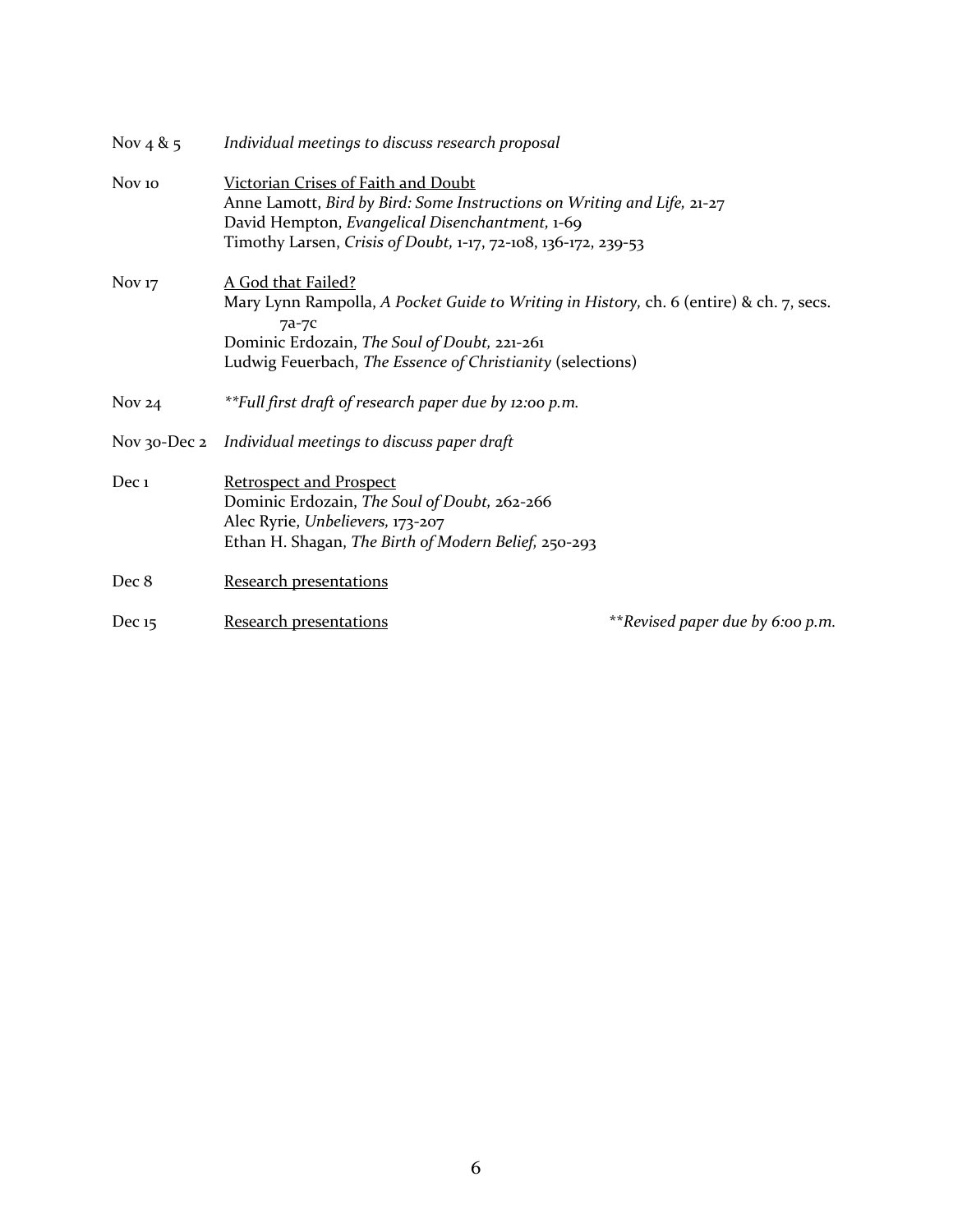| | |
|---|---|
| Nov 4 & 5 | *Individual meetings to discuss research proposal* |
| Nov 10 | <u>Victorian Crises of Faith and Doubt</u><br>Anne Lamott, *Bird by Bird: Some Instructions on Writing and Life,* 21-27<br>David Hempton, *Evangelical Disenchantment,* 1-69<br>Timothy Larsen, *Crisis of Doubt,* 1-17, 72-108, 136-172, 239-53 |
| Nov 17 | <u>A God that Failed?</u><br>Mary Lynn Rampolla, *A Pocket Guide to Writing in History,* ch. 6 (entire) & ch. 7, secs. 7a-7c<br>Dominic Erdozain, *The Soul of Doubt,* 221-261<br>Ludwig Feuerbach, *The Essence of Christianity* (selections) |
| Nov 24 | *\*\*Full first draft of research paper due by 12:00 p.m.* |
| Nov 30-Dec 2 | *Individual meetings to discuss paper draft* |
| Dec 1 | <u>Retrospect and Prospect</u><br>Dominic Erdozain, *The Soul of Doubt,* 262-266<br>Alec Ryrie, *Unbelievers,* 173-207<br>Ethan H. Shagan, *The Birth of Modern Belief,* 250-293 |
| Dec 8 | <u>Research presentations</u> |
| Dec 15 | <u>Research presentations</u> *\*\*Revised paper due by 6:00 p.m.* |